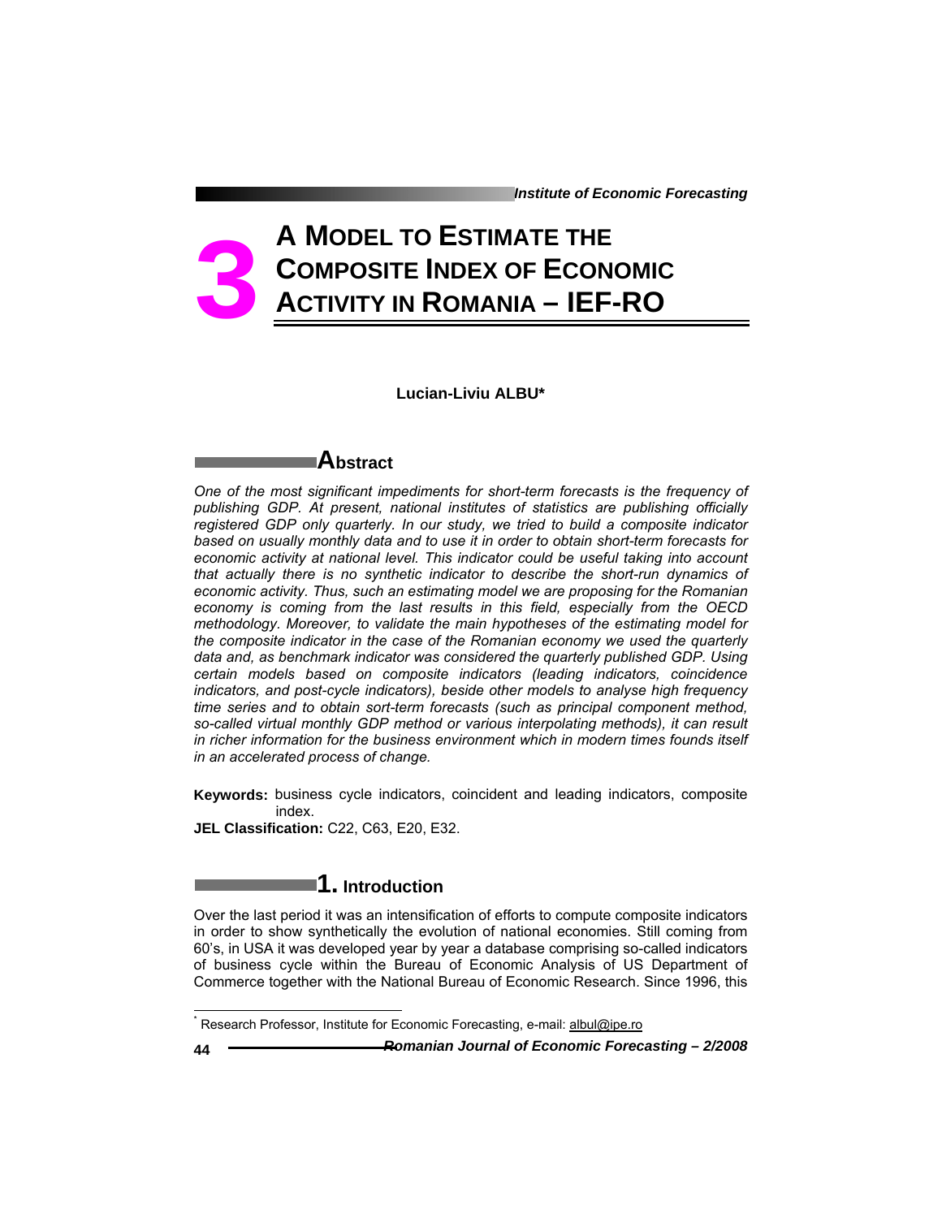# 3 A MODEL TO ESTIMATE THE COMPOSITE INDEX OF ECONOMIC ACTIVITY IN ROMANIA – IEF-RO

**Lucian-Liviu ALBU***

## Abstract

*One of the most significant impediments for short-term forecasts is the frequency of publishing GDP. At present, national institutes of statistics are publishing officially registered GDP only quarterly. In our study, we tried to build a composite indicator based on usually monthly data and to use it in order to obtain short-term forecasts for economic activity at national level. This indicator could be useful taking into account that actually there is no synthetic indicator to describe the short-run dynamics of economic activity. Thus, such an estimating model we are proposing for the Romanian economy is coming from the last results in this field, especially from the OECD methodology. Moreover, to validate the main hypotheses of the estimating model for the composite indicator in the case of the Romanian economy we used the quarterly data and, as benchmark indicator was considered the quarterly published GDP. Using certain models based on composite indicators (leading indicators, coincidence indicators, and post-cycle indicators), beside other models to analyse high frequency time series and to obtain sort-term forecasts (such as principal component method, so-called virtual monthly GDP method or various interpolating methods), it can result in richer information for the business environment which in modern times founds itself in an accelerated process of change.*

**Keywords:** business cycle indicators, coincident and leading indicators, composite index.

**JEL Classification:** C22, C63, E20, E32.

## 1. Introduction

Over the last period it was an intensification of efforts to compute composite indicators in order to show synthetically the evolution of national economies. Still coming from 60's, in USA it was developed year by year a database comprising so-called indicators of business cycle within the Bureau of Economic Analysis of US Department of Commerce together with the National Bureau of Economic Research. Since 1996, this

---

\* Research Professor, Institute for Economic Forecasting, e-mail: albul@ipe.ro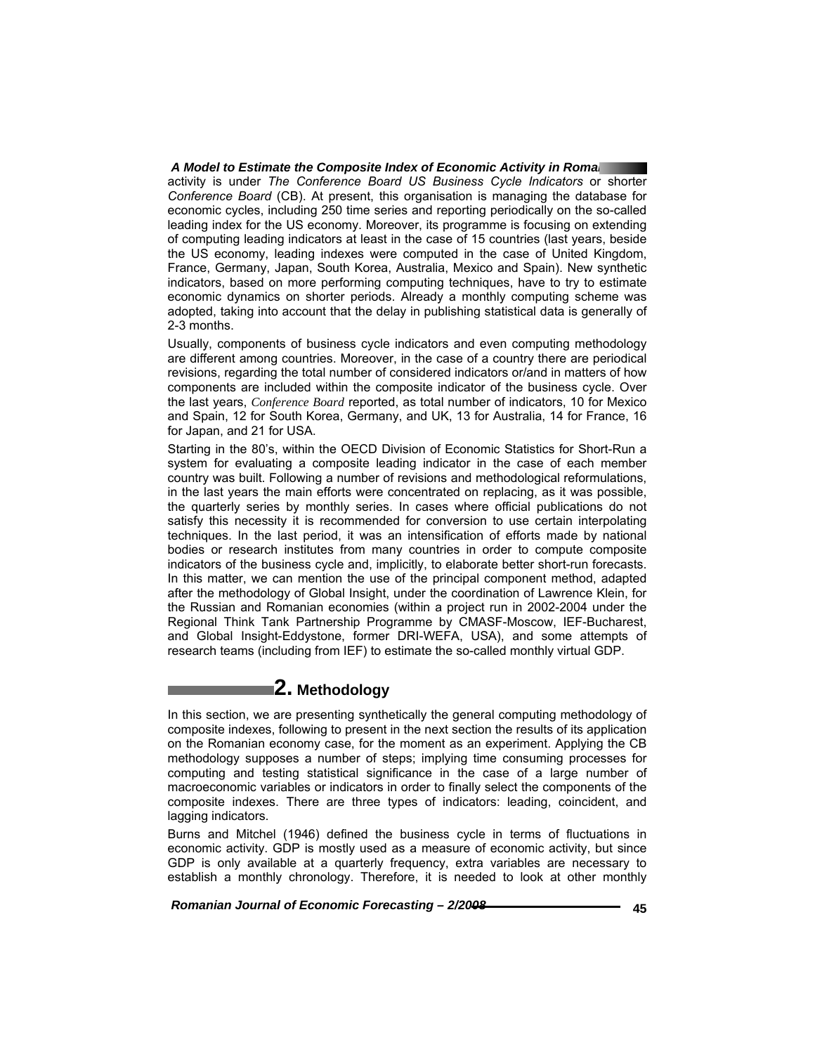activity is under *The Conference Board US Business Cycle Indicators* or shorter *Conference Board* (CB). At present, this organisation is managing the database for economic cycles, including 250 time series and reporting periodically on the so-called leading index for the US economy. Moreover, its programme is focusing on extending of computing leading indicators at least in the case of 15 countries (last years, beside the US economy, leading indexes were computed in the case of United Kingdom, France, Germany, Japan, South Korea, Australia, Mexico and Spain). New synthetic indicators, based on more performing computing techniques, have to try to estimate economic dynamics on shorter periods. Already a monthly computing scheme was adopted, taking into account that the delay in publishing statistical data is generally of 2-3 months.

Usually, components of business cycle indicators and even computing methodology are different among countries. Moreover, in the case of a country there are periodical revisions, regarding the total number of considered indicators or/and in matters of how components are included within the composite indicator of the business cycle. Over the last years, *Conference Board* reported, as total number of indicators, 10 for Mexico and Spain, 12 for South Korea, Germany, and UK, 13 for Australia, 14 for France, 16 for Japan, and 21 for USA.

Starting in the 80's, within the OECD Division of Economic Statistics for Short-Run a system for evaluating a composite leading indicator in the case of each member country was built. Following a number of revisions and methodological reformulations, in the last years the main efforts were concentrated on replacing, as it was possible, the quarterly series by monthly series. In cases where official publications do not satisfy this necessity it is recommended for conversion to use certain interpolating techniques. In the last period, it was an intensification of efforts made by national bodies or research institutes from many countries in order to compute composite indicators of the business cycle and, implicitly, to elaborate better short-run forecasts. In this matter, we can mention the use of the principal component method, adapted after the methodology of Global Insight, under the coordination of Lawrence Klein, for the Russian and Romanian economies (within a project run in 2002-2004 under the Regional Think Tank Partnership Programme by CMASF-Moscow, IEF-Bucharest, and Global Insight-Eddystone, former DRI-WEFA, USA), and some attempts of research teams (including from IEF) to estimate the so-called monthly virtual GDP.

## 2. Methodology

In this section, we are presenting synthetically the general computing methodology of composite indexes, following to present in the next section the results of its application on the Romanian economy case, for the moment as an experiment. Applying the CB methodology supposes a number of steps; implying time consuming processes for computing and testing statistical significance in the case of a large number of macroeconomic variables or indicators in order to finally select the components of the composite indexes. There are three types of indicators: leading, coincident, and lagging indicators.

Burns and Mitchel (1946) defined the business cycle in terms of fluctuations in economic activity. GDP is mostly used as a measure of economic activity, but since GDP is only available at a quarterly frequency, extra variables are necessary to establish a monthly chronology. Therefore, it is needed to look at other monthly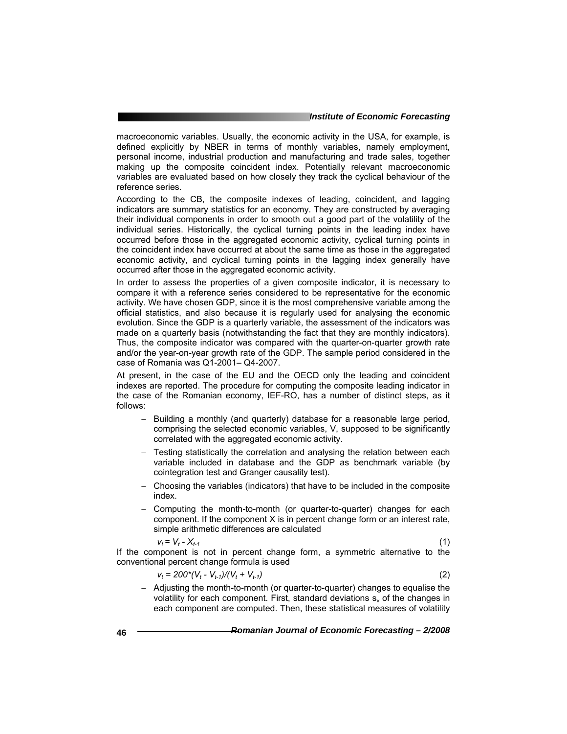macroeconomic variables. Usually, the economic activity in the USA, for example, is defined explicitly by NBER in terms of monthly variables, namely employment, personal income, industrial production and manufacturing and trade sales, together making up the composite coincident index. Potentially relevant macroeconomic variables are evaluated based on how closely they track the cyclical behaviour of the reference series.

According to the CB, the composite indexes of leading, coincident, and lagging indicators are summary statistics for an economy. They are constructed by averaging their individual components in order to smooth out a good part of the volatility of the individual series. Historically, the cyclical turning points in the leading index have occurred before those in the aggregated economic activity, cyclical turning points in the coincident index have occurred at about the same time as those in the aggregated economic activity, and cyclical turning points in the lagging index generally have occurred after those in the aggregated economic activity.

In order to assess the properties of a given composite indicator, it is necessary to compare it with a reference series considered to be representative for the economic activity. We have chosen GDP, since it is the most comprehensive variable among the official statistics, and also because it is regularly used for analysing the economic evolution. Since the GDP is a quarterly variable, the assessment of the indicators was made on a quarterly basis (notwithstanding the fact that they are monthly indicators). Thus, the composite indicator was compared with the quarter-on-quarter growth rate and/or the year-on-year growth rate of the GDP. The sample period considered in the case of Romania was Q1-2001– Q4-2007.

At present, in the case of the EU and the OECD only the leading and coincident indexes are reported. The procedure for computing the composite leading indicator in the case of the Romanian economy, IEF-RO, has a number of distinct steps, as it follows:

- Building a monthly (and quarterly) database for a reasonable large period, comprising the selected economic variables, V, supposed to be significantly correlated with the aggregated economic activity.
- Testing statistically the correlation and analysing the relation between each variable included in database and the GDP as benchmark variable (by cointegration test and Granger causality test).
- Choosing the variables (indicators) that have to be included in the composite index.
- Computing the month-to-month (or quarter-to-quarter) changes for each component. If the component X is in percent change form or an interest rate, simple arithmetic differences are calculated

$$v_t = V_t - X_{t-1} \tag{1}$$

If the component is not in percent change form, a symmetric alternative to the conventional percent change formula is used

$$v_t = 200*(V_t - V_{t-1})/(V_t + V_{t-1}) \tag{2}$$

- Adjusting the month-to-month (or quarter-to-quarter) changes to equalise the volatility for each component. First, standard deviations $s_v$ of the changes in each component are computed. Then, these statistical measures of volatility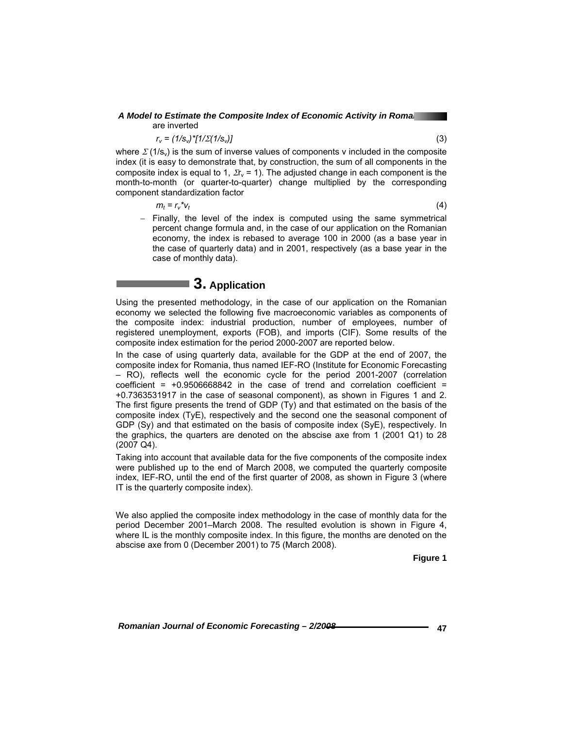are inverted

$$r_v = (1/s_v)*[1/\Sigma(1/s_v)] \quad (3)$$

where $\Sigma(1/s_v)$ is the sum of inverse values of components v included in the composite index (it is easy to demonstrate that, by construction, the sum of all components in the composite index is equal to 1, $\Sigma r_v = 1$). The adjusted change in each component is the month-to-month (or quarter-to-quarter) change multiplied by the corresponding component standardization factor

$$m_t = r_v * v_t \quad (4)$$

- Finally, the level of the index is computed using the same symmetrical percent change formula and, in the case of our application on the Romanian economy, the index is rebased to average 100 in 2000 (as a base year in the case of quarterly data) and in 2001, respectively (as a base year in the case of monthly data).

## 3. Application

Using the presented methodology, in the case of our application on the Romanian economy we selected the following five macroeconomic variables as components of the composite index: industrial production, number of employees, number of registered unemployment, exports (FOB), and imports (CIF). Some results of the composite index estimation for the period 2000-2007 are reported below.

In the case of using quarterly data, available for the GDP at the end of 2007, the composite index for Romania, thus named IEF-RO (Institute for Economic Forecasting – RO), reflects well the economic cycle for the period 2001-2007 (correlation coefficient = +0.9506668842 in the case of trend and correlation coefficient = +0.7363531917 in the case of seasonal component), as shown in Figures 1 and 2. The first figure presents the trend of GDP (Ty) and that estimated on the basis of the composite index (TyE), respectively and the second one the seasonal component of GDP (Sy) and that estimated on the basis of composite index (SyE), respectively. In the graphics, the quarters are denoted on the abscise axe from 1 (2001 Q1) to 28 (2007 Q4).

Taking into account that available data for the five components of the composite index were published up to the end of March 2008, we computed the quarterly composite index, IEF-RO, until the end of the first quarter of 2008, as shown in Figure 3 (where IT is the quarterly composite index).

We also applied the composite index methodology in the case of monthly data for the period December 2001–March 2008. The resulted evolution is shown in Figure 4, where IL is the monthly composite index. In this figure, the months are denoted on the abscise axe from 0 (December 2001) to 75 (March 2008).

**Figure 1**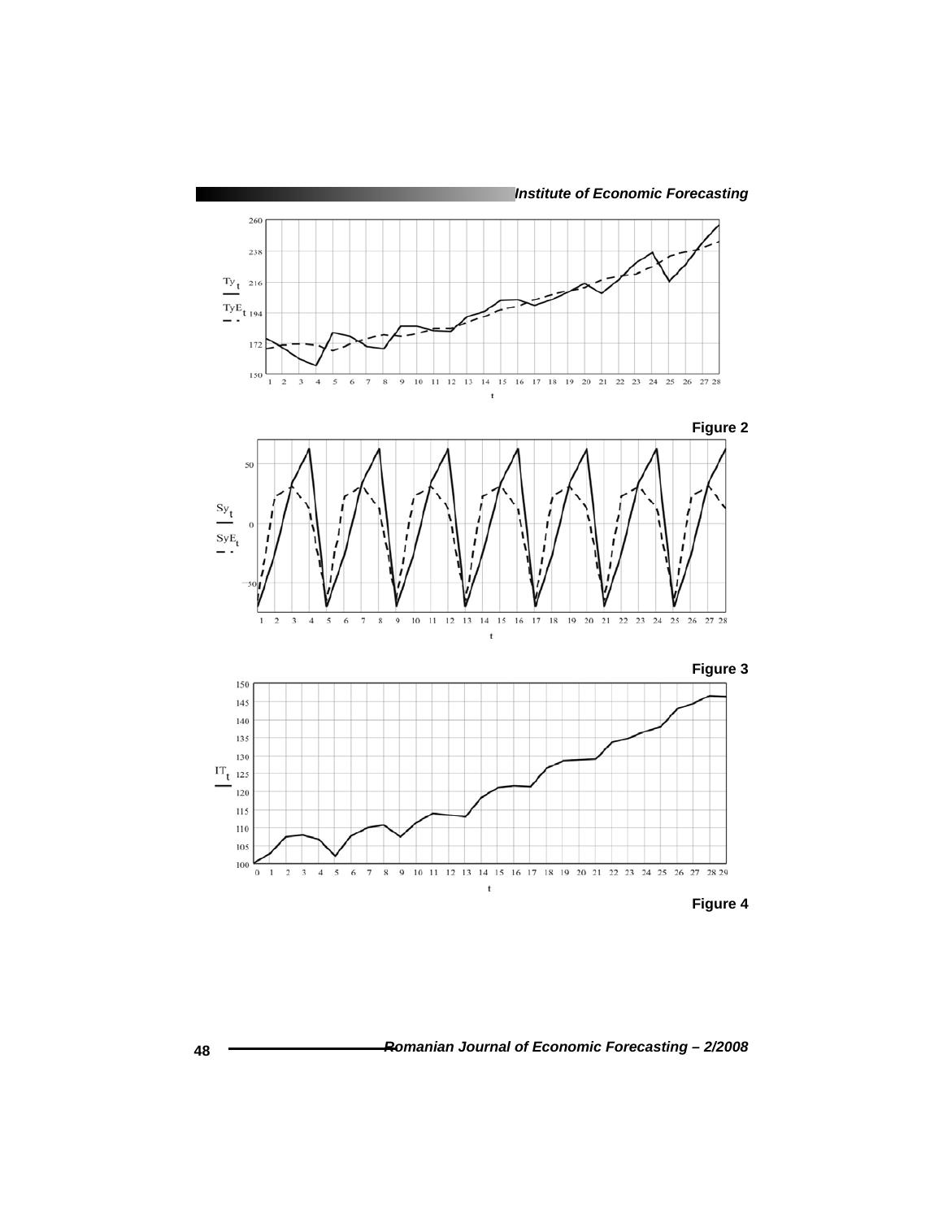Figure 2

Figure 3

Figure 4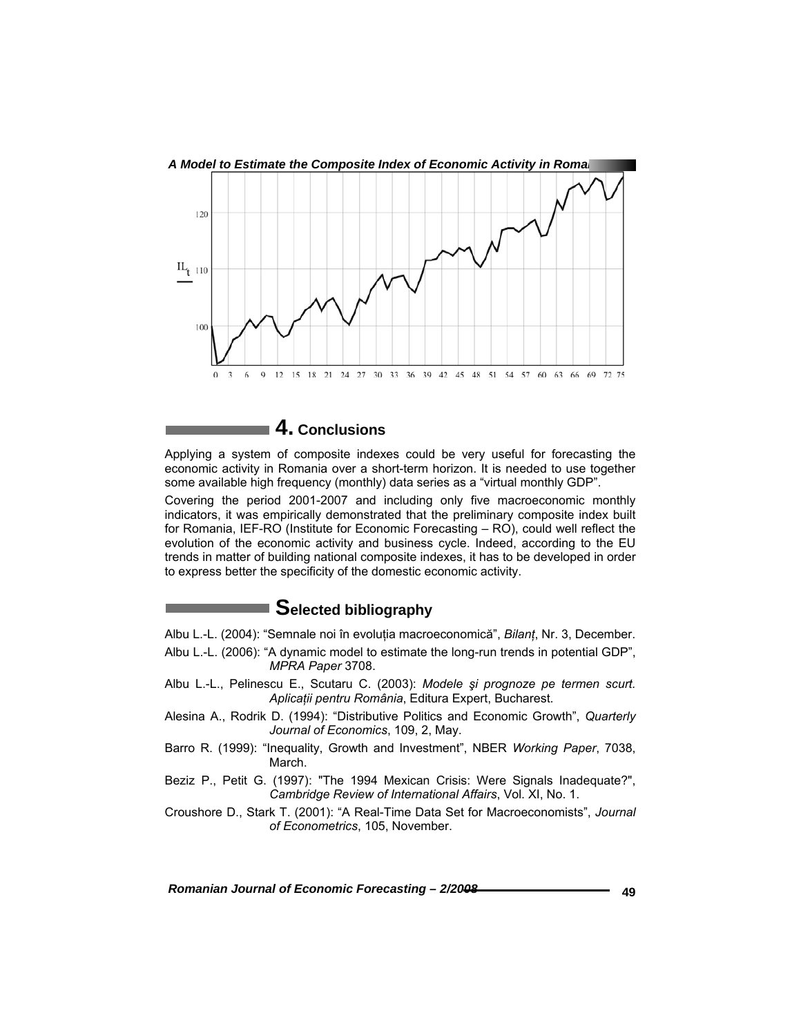## 4. Conclusions

Applying a system of composite indexes could be very useful for forecasting the economic activity in Romania over a short-term horizon. It is needed to use together some available high frequency (monthly) data series as a "virtual monthly GDP".

Covering the period 2001-2007 and including only five macroeconomic monthly indicators, it was empirically demonstrated that the preliminary composite index built for Romania, IEF-RO (Institute for Economic Forecasting – RO), could well reflect the evolution of the economic activity and business cycle. Indeed, according to the EU trends in matter of building national composite indexes, it has to be developed in order to express better the specificity of the domestic economic activity.

## Selected bibliography

Albu L.-L. (2004): "Semnale noi în evoluția macroeconomică", *Bilanț*, Nr. 3, December.

Albu L.-L. (2006): "A dynamic model to estimate the long-run trends in potential GDP", *MPRA Paper* 3708.

Albu L.-L., Pelinescu E., Scutaru C. (2003): *Modele şi prognoze pe termen scurt. Aplicații pentru România*, Editura Expert, Bucharest.

Alesina A., Rodrik D. (1994): "Distributive Politics and Economic Growth", *Quarterly Journal of Economics*, 109, 2, May.

Barro R. (1999): "Inequality, Growth and Investment", NBER *Working Paper*, 7038, March.

Beziz P., Petit G. (1997): "The 1994 Mexican Crisis: Were Signals Inadequate?", *Cambridge Review of International Affairs*, Vol. XI, No. 1.

Croushore D., Stark T. (2001): "A Real-Time Data Set for Macroeconomists", *Journal of Econometrics*, 105, November.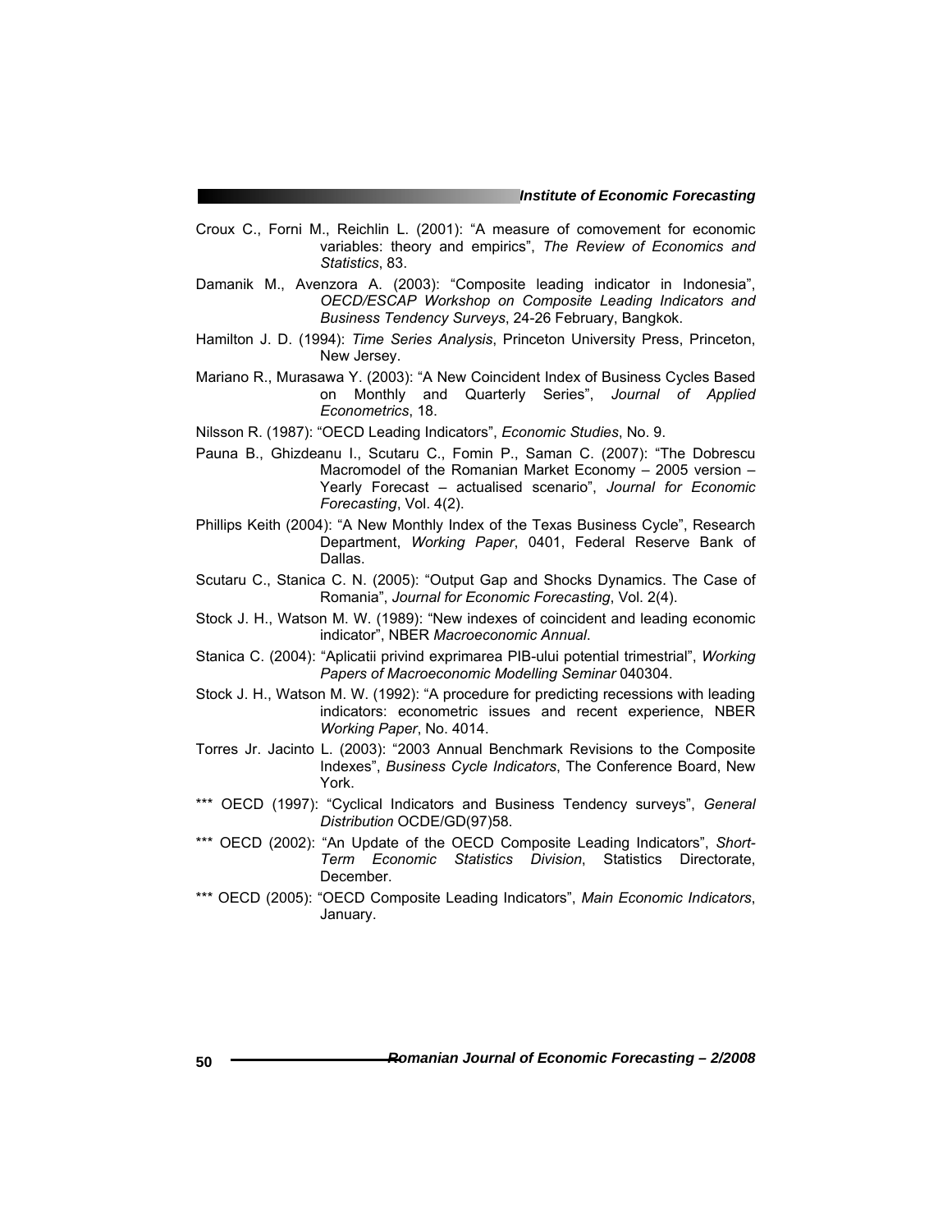Croux C., Forni M., Reichlin L. (2001): "A measure of comovement for economic variables: theory and empirics", *The Review of Economics and Statistics*, 83.

Damanik M., Avenzora A. (2003): "Composite leading indicator in Indonesia", *OECD/ESCAP Workshop on Composite Leading Indicators and Business Tendency Surveys*, 24-26 February, Bangkok.

Hamilton J. D. (1994): *Time Series Analysis*, Princeton University Press, Princeton, New Jersey.

Mariano R., Murasawa Y. (2003): "A New Coincident Index of Business Cycles Based on Monthly and Quarterly Series", *Journal of Applied Econometrics*, 18.

Nilsson R. (1987): "OECD Leading Indicators", *Economic Studies*, No. 9.

Pauna B., Ghizdeanu I., Scutaru C., Fomin P., Saman C. (2007): "The Dobrescu Macromodel of the Romanian Market Economy – 2005 version – Yearly Forecast – actualised scenario", *Journal for Economic Forecasting*, Vol. 4(2).

Phillips Keith (2004): "A New Monthly Index of the Texas Business Cycle", Research Department, *Working Paper*, 0401, Federal Reserve Bank of Dallas.

Scutaru C., Stanica C. N. (2005): "Output Gap and Shocks Dynamics. The Case of Romania", *Journal for Economic Forecasting*, Vol. 2(4).

Stock J. H., Watson M. W. (1989): "New indexes of coincident and leading economic indicator", NBER *Macroeconomic Annual*.

Stanica C. (2004): "Aplicatii privind exprimarea PIB-ului potential trimestrial", *Working Papers of Macroeconomic Modelling Seminar* 040304.

Stock J. H., Watson M. W. (1992): "A procedure for predicting recessions with leading indicators: econometric issues and recent experience, NBER *Working Paper*, No. 4014.

Torres Jr. Jacinto L. (2003): "2003 Annual Benchmark Revisions to the Composite Indexes", *Business Cycle Indicators*, The Conference Board, New York.

*** OECD (1997): "Cyclical Indicators and Business Tendency surveys", *General Distribution* OCDE/GD(97)58.

*** OECD (2002): "An Update of the OECD Composite Leading Indicators", *Short-Term Economic Statistics Division*, Statistics Directorate, December.

*** OECD (2005): "OECD Composite Leading Indicators", *Main Economic Indicators*, January.